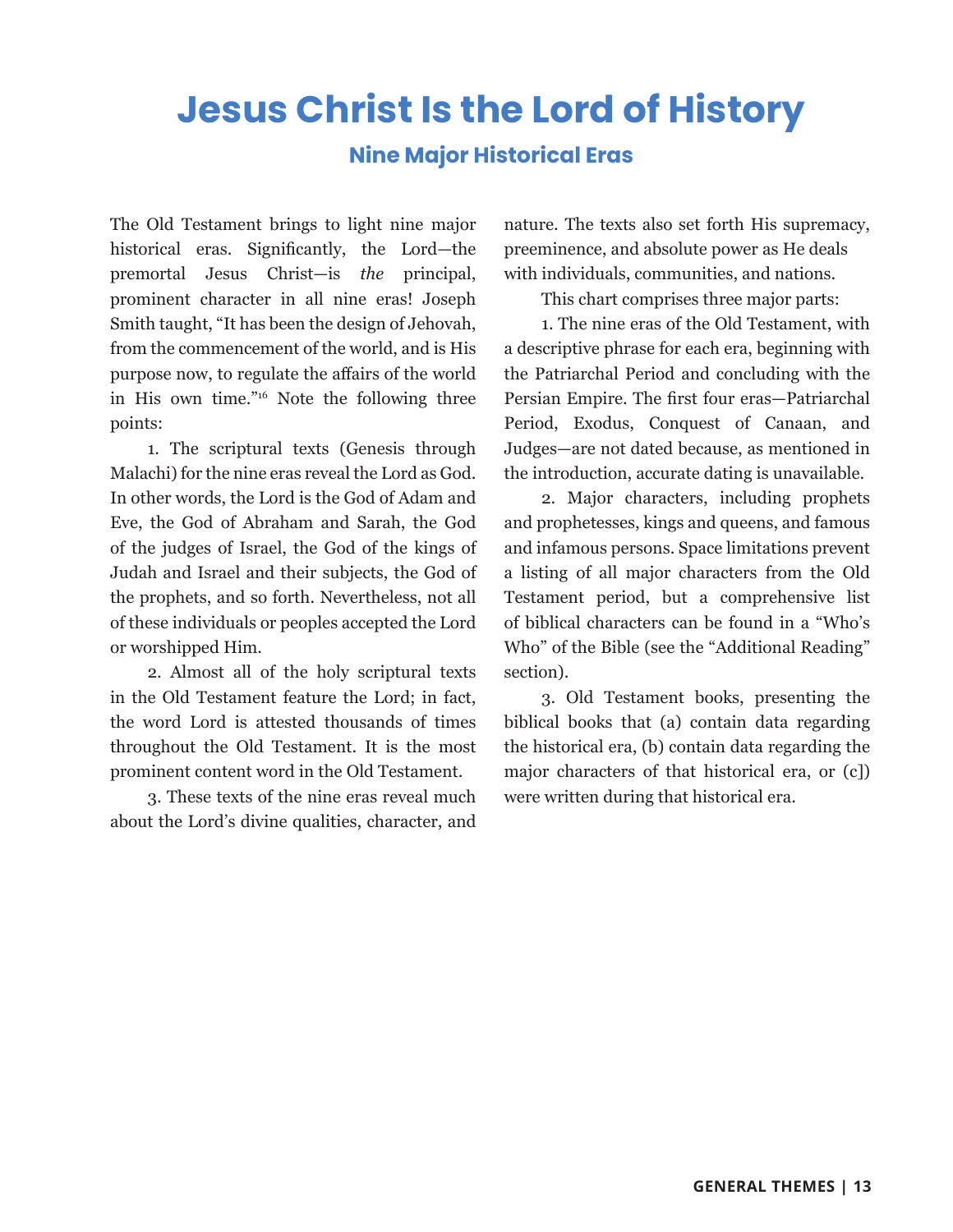# Jesus Christ Is the Lord of History

## Nine Major Historical Eras

The Old Testament brings to light nine major historical eras. Significantly, the Lord—the premortal Jesus Christ—is *the* principal, prominent character in all nine eras! Joseph Smith taught, "It has been the design of Jehovah, from the commencement of the world, and is His purpose now, to regulate the affairs of the world in His own time."[16] Note the following three points:

1. The scriptural texts (Genesis through Malachi) for the nine eras reveal the Lord as God. In other words, the Lord is the God of Adam and Eve, the God of Abraham and Sarah, the God of the judges of Israel, the God of the kings of Judah and Israel and their subjects, the God of the prophets, and so forth. Nevertheless, not all of these individuals or peoples accepted the Lord or worshipped Him.

2. Almost all of the holy scriptural texts in the Old Testament feature the Lord; in fact, the word Lord is attested thousands of times throughout the Old Testament. It is the most prominent content word in the Old Testament.

3. These texts of the nine eras reveal much about the Lord's divine qualities, character, and nature. The texts also set forth His supremacy, preeminence, and absolute power as He deals with individuals, communities, and nations.

This chart comprises three major parts:

1. The nine eras of the Old Testament, with a descriptive phrase for each era, beginning with the Patriarchal Period and concluding with the Persian Empire. The first four eras—Patriarchal Period, Exodus, Conquest of Canaan, and Judges—are not dated because, as mentioned in the introduction, accurate dating is unavailable.

2. Major characters, including prophets and prophetesses, kings and queens, and famous and infamous persons. Space limitations prevent a listing of all major characters from the Old Testament period, but a comprehensive list of biblical characters can be found in a "Who's Who" of the Bible (see the "Additional Reading" section).

3. Old Testament books, presenting the biblical books that (a) contain data regarding the historical era, (b) contain data regarding the major characters of that historical era, or (c]) were written during that historical era.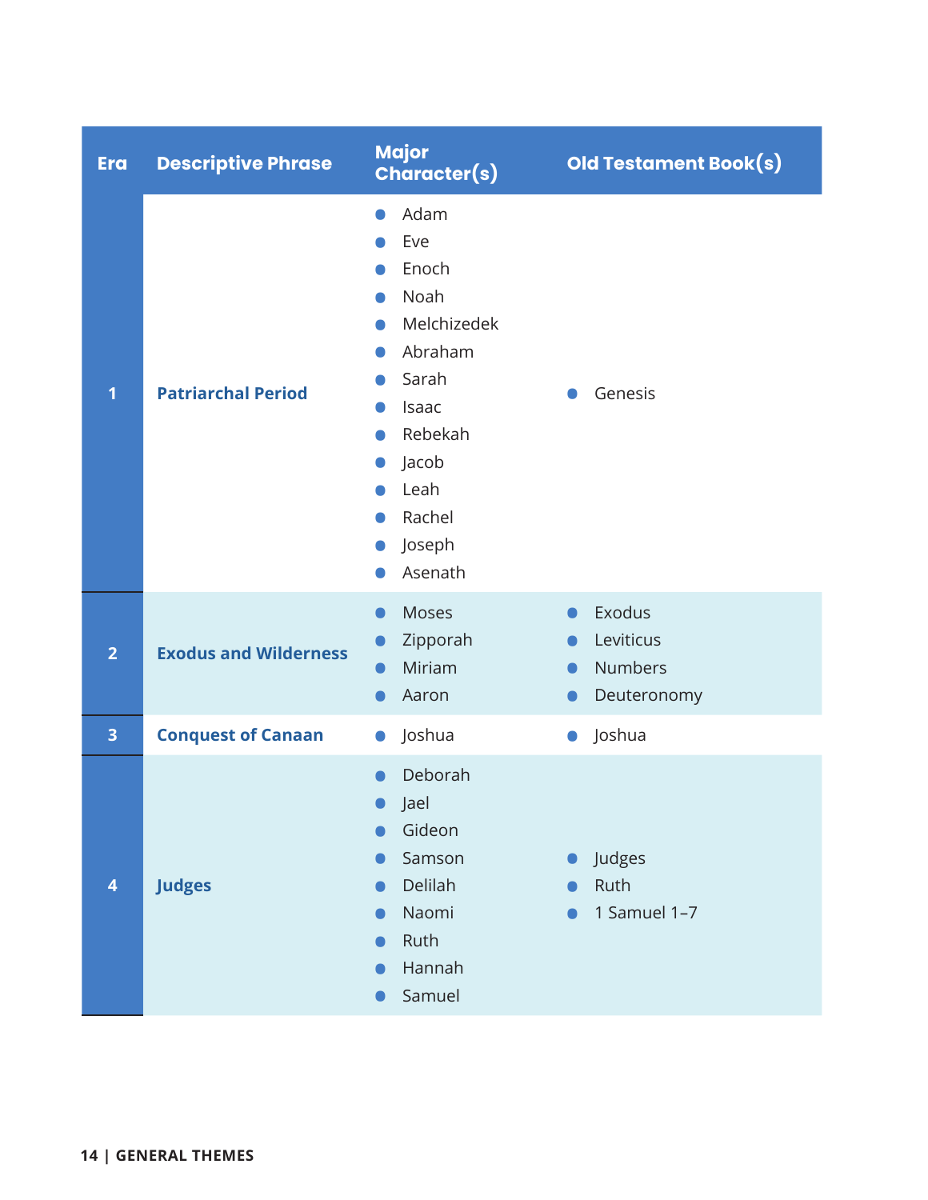| Era | Descriptive Phrase | Major Character(s) | Old Testament Book(s) |
|---|---|---|---|
| 1 | Patriarchal Period | • Adam<br>• Eve<br>• Enoch<br>• Noah<br>• Melchizedek<br>• Abraham<br>• Sarah<br>• Isaac<br>• Rebekah<br>• Jacob<br>• Leah<br>• Rachel<br>• Joseph<br>• Asenath | • Genesis |
| 2 | Exodus and Wilderness | • Moses<br>• Zipporah<br>• Miriam<br>• Aaron | • Exodus<br>• Leviticus<br>• Numbers<br>• Deuteronomy |
| 3 | Conquest of Canaan | • Joshua | • Joshua |
| 4 | Judges | • Deborah<br>• Jael<br>• Gideon<br>• Samson<br>• Delilah<br>• Naomi<br>• Ruth<br>• Hannah<br>• Samuel | • Judges<br>• Ruth<br>• 1 Samuel 1–7 |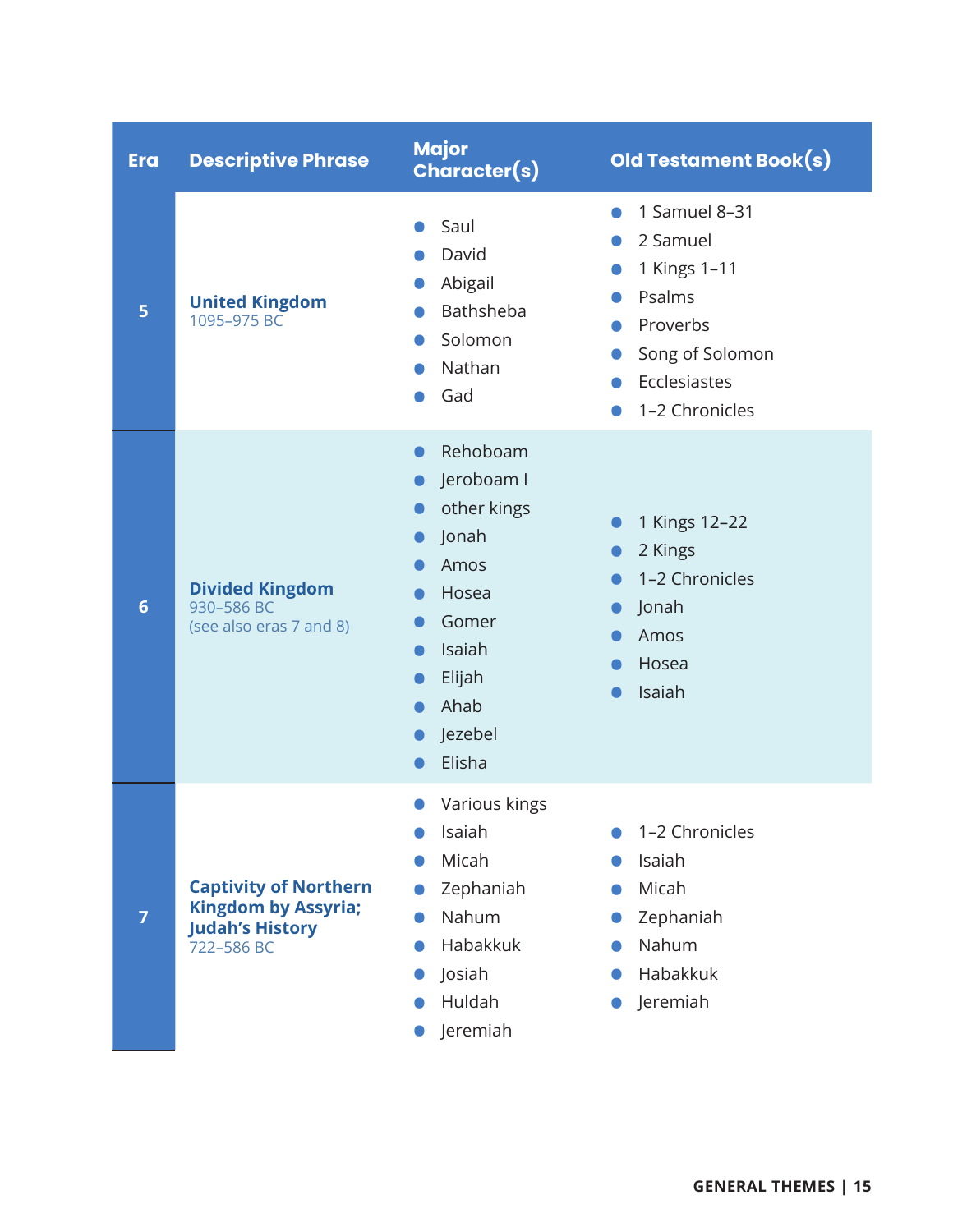| Era | Descriptive Phrase | Major Character(s) | Old Testament Book(s) |
|---|---|---|---|
| 5 | **United Kingdom**<br>1095–975 BC | • Saul<br>• David<br>• Abigail<br>• Bathsheba<br>• Solomon<br>• Nathan<br>• Gad | • 1 Samuel 8–31<br>• 2 Samuel<br>• 1 Kings 1–11<br>• Psalms<br>• Proverbs<br>• Song of Solomon<br>• Ecclesiastes<br>• 1–2 Chronicles |
| 6 | **Divided Kingdom**<br>930–586 BC<br>(see also eras 7 and 8) | • Rehoboam<br>• Jeroboam I<br>• other kings<br>• Jonah<br>• Amos<br>• Hosea<br>• Gomer<br>• Isaiah<br>• Elijah<br>• Ahab<br>• Jezebel<br>• Elisha | • 1 Kings 12–22<br>• 2 Kings<br>• 1–2 Chronicles<br>• Jonah<br>• Amos<br>• Hosea<br>• Isaiah |
| 7 | **Captivity of Northern Kingdom by Assyria; Judah's History**<br>722–586 BC | • Various kings<br>• Isaiah<br>• Micah<br>• Zephaniah<br>• Nahum<br>• Habakkuk<br>• Josiah<br>• Huldah<br>• Jeremiah | • 1–2 Chronicles<br>• Isaiah<br>• Micah<br>• Zephaniah<br>• Nahum<br>• Habakkuk<br>• Jeremiah |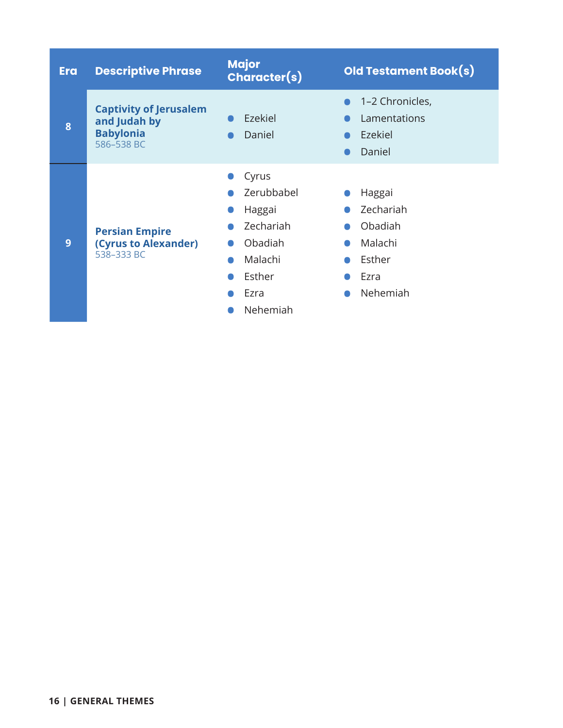| Era | Descriptive Phrase | Major Character(s) | Old Testament Book(s) |
|---|---|---|---|
| 8 | **Captivity of Jerusalem and Judah by Babylonia** 586–538 BC | • Ezekiel<br>• Daniel | • 1–2 Chronicles,<br>• Lamentations<br>• Ezekiel<br>• Daniel |
| 9 | **Persian Empire (Cyrus to Alexander)** 538–333 BC | • Cyrus<br>• Zerubbabel<br>• Haggai<br>• Zechariah<br>• Obadiah<br>• Malachi<br>• Esther<br>• Ezra<br>• Nehemiah | • Haggai<br>• Zechariah<br>• Obadiah<br>• Malachi<br>• Esther<br>• Ezra<br>• Nehemiah |